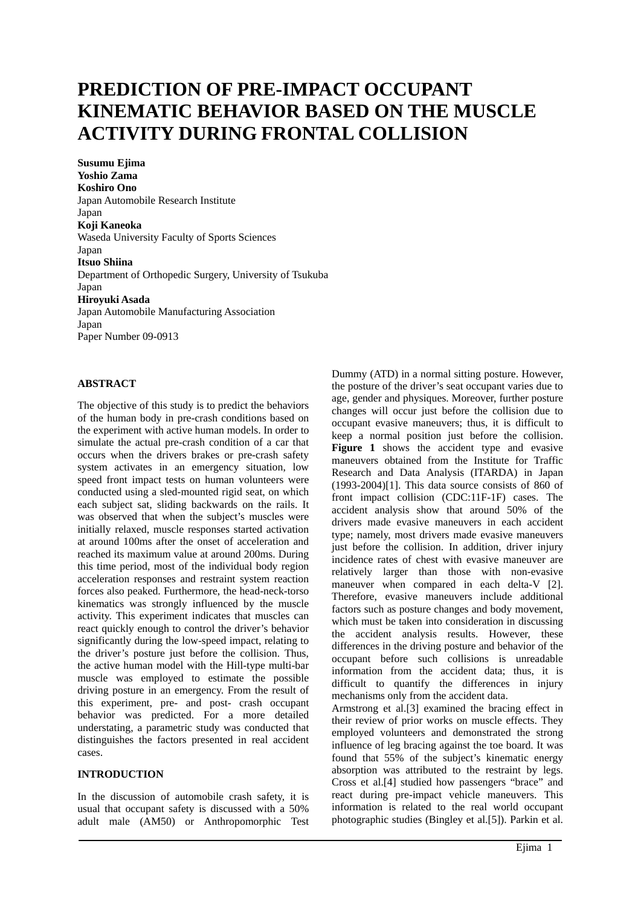# PREDICTION OF PRE-IMPACT OCCUPANT KINEMATIC BEHAVIOR BASED ON THE MUSCLE ACTIVITY DURING FRONTAL COLLISION

**Susumu Ejima**
**Yoshio Zama**
**Koshiro Ono**
Japan Automobile Research Institute
Japan
**Koji Kaneoka**
Waseda University Faculty of Sports Sciences
Japan
**Itsuo Shiina**
Department of Orthopedic Surgery, University of Tsukuba
Japan
**Hiroyuki Asada**
Japan Automobile Manufacturing Association
Japan
Paper Number 09-0913

## ABSTRACT

The objective of this study is to predict the behaviors of the human body in pre-crash conditions based on the experiment with active human models. In order to simulate the actual pre-crash condition of a car that occurs when the drivers brakes or pre-crash safety system activates in an emergency situation, low speed front impact tests on human volunteers were conducted using a sled-mounted rigid seat, on which each subject sat, sliding backwards on the rails. It was observed that when the subject's muscles were initially relaxed, muscle responses started activation at around 100ms after the onset of acceleration and reached its maximum value at around 200ms. During this time period, most of the individual body region acceleration responses and restraint system reaction forces also peaked. Furthermore, the head-neck-torso kinematics was strongly influenced by the muscle activity. This experiment indicates that muscles can react quickly enough to control the driver's behavior significantly during the low-speed impact, relating to the driver's posture just before the collision. Thus, the active human model with the Hill-type multi-bar muscle was employed to estimate the possible driving posture in an emergency. From the result of this experiment, pre- and post- crash occupant behavior was predicted. For a more detailed understating, a parametric study was conducted that distinguishes the factors presented in real accident cases.

## INTRODUCTION

In the discussion of automobile crash safety, it is usual that occupant safety is discussed with a 50% adult male (AM50) or Anthropomorphic Test Dummy (ATD) in a normal sitting posture. However, the posture of the driver's seat occupant varies due to age, gender and physiques. Moreover, further posture changes will occur just before the collision due to occupant evasive maneuvers; thus, it is difficult to keep a normal position just before the collision. **Figure 1** shows the accident type and evasive maneuvers obtained from the Institute for Traffic Research and Data Analysis (ITARDA) in Japan (1993-2004)[1]. This data source consists of 860 of front impact collision (CDC:11F-1F) cases. The accident analysis show that around 50% of the drivers made evasive maneuvers in each accident type; namely, most drivers made evasive maneuvers just before the collision. In addition, driver injury incidence rates of chest with evasive maneuver are relatively larger than those with non-evasive maneuver when compared in each delta-V [2]. Therefore, evasive maneuvers include additional factors such as posture changes and body movement, which must be taken into consideration in discussing the accident analysis results. However, these differences in the driving posture and behavior of the occupant before such collisions is unreadable information from the accident data; thus, it is difficult to quantify the differences in injury mechanisms only from the accident data.

Armstrong et al.[3] examined the bracing effect in their review of prior works on muscle effects. They employed volunteers and demonstrated the strong influence of leg bracing against the toe board. It was found that 55% of the subject's kinematic energy absorption was attributed to the restraint by legs. Cross et al.[4] studied how passengers "brace" and react during pre-impact vehicle maneuvers. This information is related to the real world occupant photographic studies (Bingley et al.[5]). Parkin et al.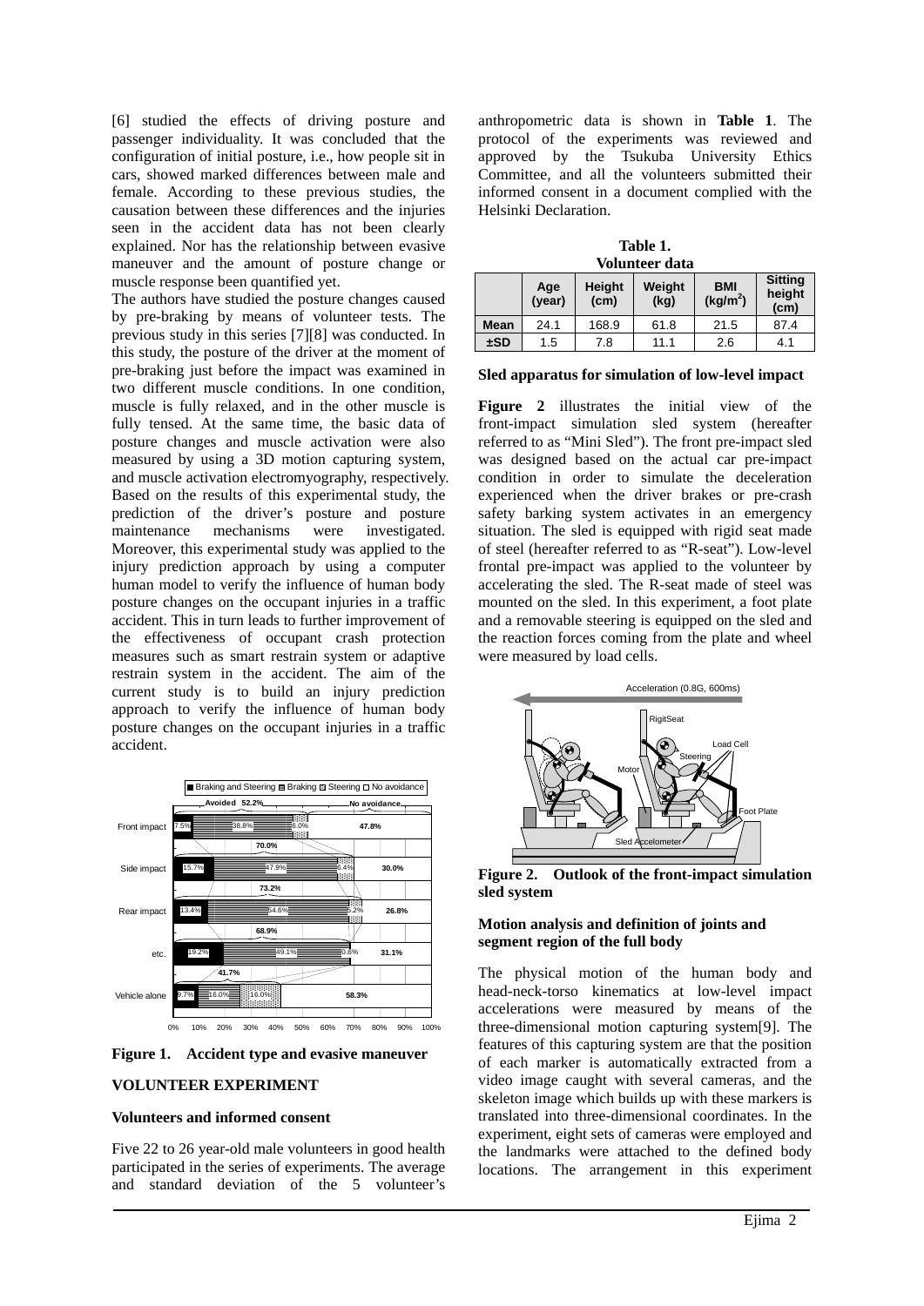[6] studied the effects of driving posture and passenger individuality. It was concluded that the configuration of initial posture, i.e., how people sit in cars, showed marked differences between male and female. According to these previous studies, the causation between these differences and the injuries seen in the accident data has not been clearly explained. Nor has the relationship between evasive maneuver and the amount of posture change or muscle response been quantified yet.

The authors have studied the posture changes caused by pre-braking by means of volunteer tests. The previous study in this series [7][8] was conducted. In this study, the posture of the driver at the moment of pre-braking just before the impact was examined in two different muscle conditions. In one condition, muscle is fully relaxed, and in the other muscle is fully tensed. At the same time, the basic data of posture changes and muscle activation were also measured by using a 3D motion capturing system, and muscle activation electromyography, respectively. Based on the results of this experimental study, the prediction of the driver's posture and posture maintenance mechanisms were investigated. Moreover, this experimental study was applied to the injury prediction approach by using a computer human model to verify the influence of human body posture changes on the occupant injuries in a traffic accident. This in turn leads to further improvement of the effectiveness of occupant crash protection measures such as smart restrain system or adaptive restrain system in the accident. The aim of the current study is to build an injury prediction approach to verify the influence of human body posture changes on the occupant injuries in a traffic accident.

**Figure 1. Accident type and evasive maneuver**

## VOLUNTEER EXPERIMENT

### Volunteers and informed consent

Five 22 to 26 year-old male volunteers in good health participated in the series of experiments. The average and standard deviation of the 5 volunteer's anthropometric data is shown in **Table 1**. The protocol of the experiments was reviewed and approved by the Tsukuba University Ethics Committee, and all the volunteers submitted their informed consent in a document complied with the Helsinki Declaration.

**Table 1. Volunteer data**

| | Age (year) | Height (cm) | Weight (kg) | BMI (kg/m$^2$) | Sitting height (cm) |
|---|---|---|---|---|---|
| **Mean** | 24.1 | 168.9 | 61.8 | 21.5 | 87.4 |
| **±SD** | 1.5 | 7.8 | 11.1 | 2.6 | 4.1 |

### Sled apparatus for simulation of low-level impact

**Figure 2** illustrates the initial view of the front-impact simulation sled system (hereafter referred to as "Mini Sled"). The front pre-impact sled was designed based on the actual car pre-impact condition in order to simulate the deceleration experienced when the driver brakes or pre-crash safety barking system activates in an emergency situation. The sled is equipped with rigid seat made of steel (hereafter referred to as "R-seat"). Low-level frontal pre-impact was applied to the volunteer by accelerating the sled. The R-seat made of steel was mounted on the sled. In this experiment, a foot plate and a removable steering is equipped on the sled and the reaction forces coming from the plate and wheel were measured by load cells.

**Figure 2. Outlook of the front-impact simulation sled system**

### Motion analysis and definition of joints and segment region of the full body

The physical motion of the human body and head-neck-torso kinematics at low-level impact accelerations were measured by means of the three-dimensional motion capturing system[9]. The features of this capturing system are that the position of each marker is automatically extracted from a video image caught with several cameras, and the skeleton image which builds up with these markers is translated into three-dimensional coordinates. In the experiment, eight sets of cameras were employed and the landmarks were attached to the defined body locations. The arrangement in this experiment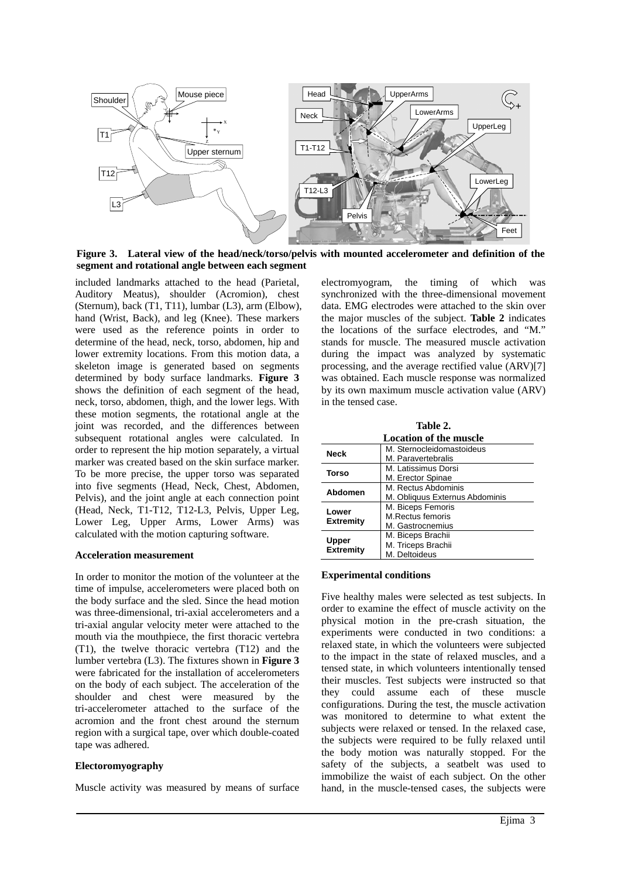**Figure 3. Lateral view of the head/neck/torso/pelvis with mounted accelerometer and definition of the segment and rotational angle between each segment**

included landmarks attached to the head (Parietal, Auditory Meatus), shoulder (Acromion), chest (Sternum), back (T1, T11), lumbar (L3), arm (Elbow), hand (Wrist, Back), and leg (Knee). These markers were used as the reference points in order to determine of the head, neck, torso, abdomen, hip and lower extremity locations. From this motion data, a skeleton image is generated based on segments determined by body surface landmarks. **Figure 3** shows the definition of each segment of the head, neck, torso, abdomen, thigh, and the lower legs. With these motion segments, the rotational angle at the joint was recorded, and the differences between subsequent rotational angles were calculated. In order to represent the hip motion separately, a virtual marker was created based on the skin surface marker. To be more precise, the upper torso was separated into five segments (Head, Neck, Chest, Abdomen, Pelvis), and the joint angle at each connection point (Head, Neck, T1-T12, T12-L3, Pelvis, Upper Leg, Lower Leg, Upper Arms, Lower Arms) was calculated with the motion capturing software.

**Acceleration measurement**

In order to monitor the motion of the volunteer at the time of impulse, accelerometers were placed both on the body surface and the sled. Since the head motion was three-dimensional, tri-axial accelerometers and a tri-axial angular velocity meter were attached to the mouth via the mouthpiece, the first thoracic vertebra (T1), the twelve thoracic vertebra (T12) and the lumber vertebra (L3). The fixtures shown in **Figure 3** were fabricated for the installation of accelerometers on the body of each subject. The acceleration of the shoulder and chest were measured by the tri-accelerometer attached to the surface of the acromion and the front chest around the sternum region with a surgical tape, over which double-coated tape was adhered.

**Electoromyography**

Muscle activity was measured by means of surface electromyogram, the timing of which was synchronized with the three-dimensional movement data. EMG electrodes were attached to the skin over the major muscles of the subject. **Table 2** indicates the locations of the surface electrodes, and "M." stands for muscle. The measured muscle activation during the impact was analyzed by systematic processing, and the average rectified value (ARV)[7] was obtained. Each muscle response was normalized by its own maximum muscle activation value (ARV) in the tensed case.

**Table 2.**
**Location of the muscle**

| | |
|---|---|
| **Neck** | M. Sternocleidomastoideus<br>M. Paravertebralis |
| **Torso** | M. Latissimus Dorsi<br>M. Erector Spinae |
| **Abdomen** | M. Rectus Abdominis<br>M. Obliquus Externus Abdominis |
| **Lower Extremity** | M. Biceps Femoris<br>M.Rectus femoris<br>M. Gastrocnemius |
| **Upper Extremity** | M. Biceps Brachii<br>M. Triceps Brachii<br>M. Deltoideus |

**Experimental conditions**

Five healthy males were selected as test subjects. In order to examine the effect of muscle activity on the physical motion in the pre-crash situation, the experiments were conducted in two conditions: a relaxed state, in which the volunteers were subjected to the impact in the state of relaxed muscles, and a tensed state, in which volunteers intentionally tensed their muscles. Test subjects were instructed so that they could assume each of these muscle configurations. During the test, the muscle activation was monitored to determine to what extent the subjects were relaxed or tensed. In the relaxed case, the subjects were required to be fully relaxed until the body motion was naturally stopped. For the safety of the subjects, a seatbelt was used to immobilize the waist of each subject. On the other hand, in the muscle-tensed cases, the subjects were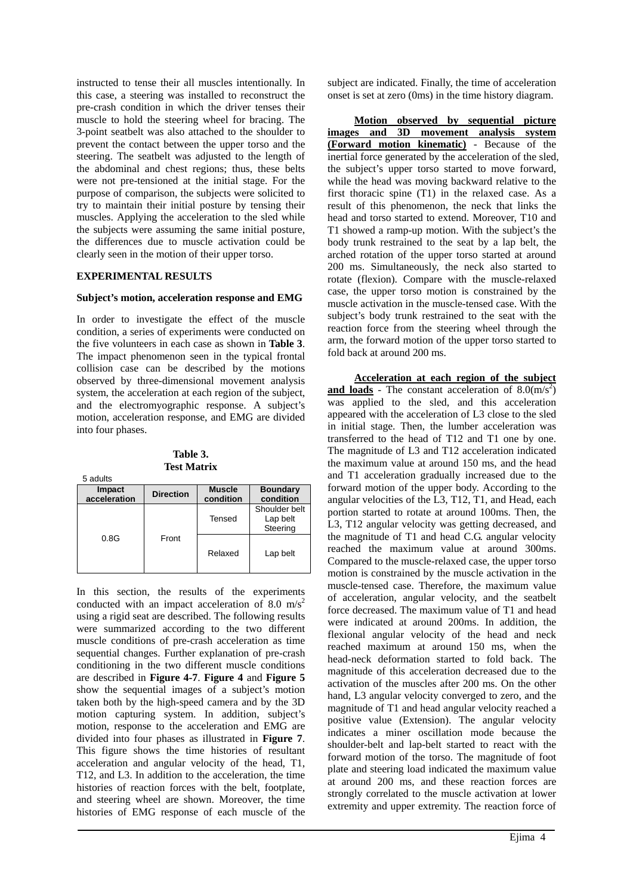instructed to tense their all muscles intentionally. In this case, a steering was installed to reconstruct the pre-crash condition in which the driver tenses their muscle to hold the steering wheel for bracing. The 3-point seatbelt was also attached to the shoulder to prevent the contact between the upper torso and the steering. The seatbelt was adjusted to the length of the abdominal and chest regions; thus, these belts were not pre-tensioned at the initial stage. For the purpose of comparison, the subjects were solicited to try to maintain their initial posture by tensing their muscles. Applying the acceleration to the sled while the subjects were assuming the same initial posture, the differences due to muscle activation could be clearly seen in the motion of their upper torso.

## EXPERIMENTAL RESULTS

### Subject's motion, acceleration response and EMG

In order to investigate the effect of the muscle condition, a series of experiments were conducted on the five volunteers in each case as shown in **Table 3**. The impact phenomenon seen in the typical frontal collision case can be described by the motions observed by three-dimensional movement analysis system, the acceleration at each region of the subject, and the electromyographic response. A subject's motion, acceleration response, and EMG are divided into four phases.

**Table 3.**
**Test Matrix**

5 adults

| Impact acceleration | Direction | Muscle condition | Boundary condition |
|---|---|---|---|
| 0.8G | Front | Tensed | Shoulder belt Lap belt Steering |
| | | Relaxed | Lap belt |

In this section, the results of the experiments conducted with an impact acceleration of 8.0 $m/s^2$ using a rigid seat are described. The following results were summarized according to the two different muscle conditions of pre-crash acceleration as time sequential changes. Further explanation of pre-crash conditioning in the two different muscle conditions are described in **Figure 4-7**. **Figure 4** and **Figure 5** show the sequential images of a subject's motion taken both by the high-speed camera and by the 3D motion capturing system. In addition, subject's motion, response to the acceleration and EMG are divided into four phases as illustrated in **Figure 7**. This figure shows the time histories of resultant acceleration and angular velocity of the head, T1, T12, and L3. In addition to the acceleration, the time histories of reaction forces with the belt, footplate, and steering wheel are shown. Moreover, the time histories of EMG response of each muscle of the subject are indicated. Finally, the time of acceleration onset is set at zero (0ms) in the time history diagram.

**Motion observed by sequential picture images and 3D movement analysis system (Forward motion kinematic)** - Because of the inertial force generated by the acceleration of the sled, the subject's upper torso started to move forward, while the head was moving backward relative to the first thoracic spine (T1) in the relaxed case. As a result of this phenomenon, the neck that links the head and torso started to extend. Moreover, T10 and T1 showed a ramp-up motion. With the subject's the body trunk restrained to the seat by a lap belt, the arched rotation of the upper torso started at around 200 ms. Simultaneously, the neck also started to rotate (flexion). Compare with the muscle-relaxed case, the upper torso motion is constrained by the muscle activation in the muscle-tensed case. With the subject's body trunk restrained to the seat with the reaction force from the steering wheel through the arm, the forward motion of the upper torso started to fold back at around 200 ms.

**Acceleration at each region of the subject and loads** - The constant acceleration of 8.0($m/s^2$) was applied to the sled, and this acceleration appeared with the acceleration of L3 close to the sled in initial stage. Then, the lumber acceleration was transferred to the head of T12 and T1 one by one. The magnitude of L3 and T12 acceleration indicated the maximum value at around 150 ms, and the head and T1 acceleration gradually increased due to the forward motion of the upper body. According to the angular velocities of the L3, T12, T1, and Head, each portion started to rotate at around 100ms. Then, the L3, T12 angular velocity was getting decreased, and the magnitude of T1 and head C.G. angular velocity reached the maximum value at around 300ms. Compared to the muscle-relaxed case, the upper torso motion is constrained by the muscle activation in the muscle-tensed case. Therefore, the maximum value of acceleration, angular velocity, and the seatbelt force decreased. The maximum value of T1 and head were indicated at around 200ms. In addition, the flexional angular velocity of the head and neck reached maximum at around 150 ms, when the head-neck deformation started to fold back. The magnitude of this acceleration decreased due to the activation of the muscles after 200 ms. On the other hand, L3 angular velocity converged to zero, and the magnitude of T1 and head angular velocity reached a positive value (Extension). The angular velocity indicates a miner oscillation mode because the shoulder-belt and lap-belt started to react with the forward motion of the torso. The magnitude of foot plate and steering load indicated the maximum value at around 200 ms, and these reaction forces are strongly correlated to the muscle activation at lower extremity and upper extremity. The reaction force of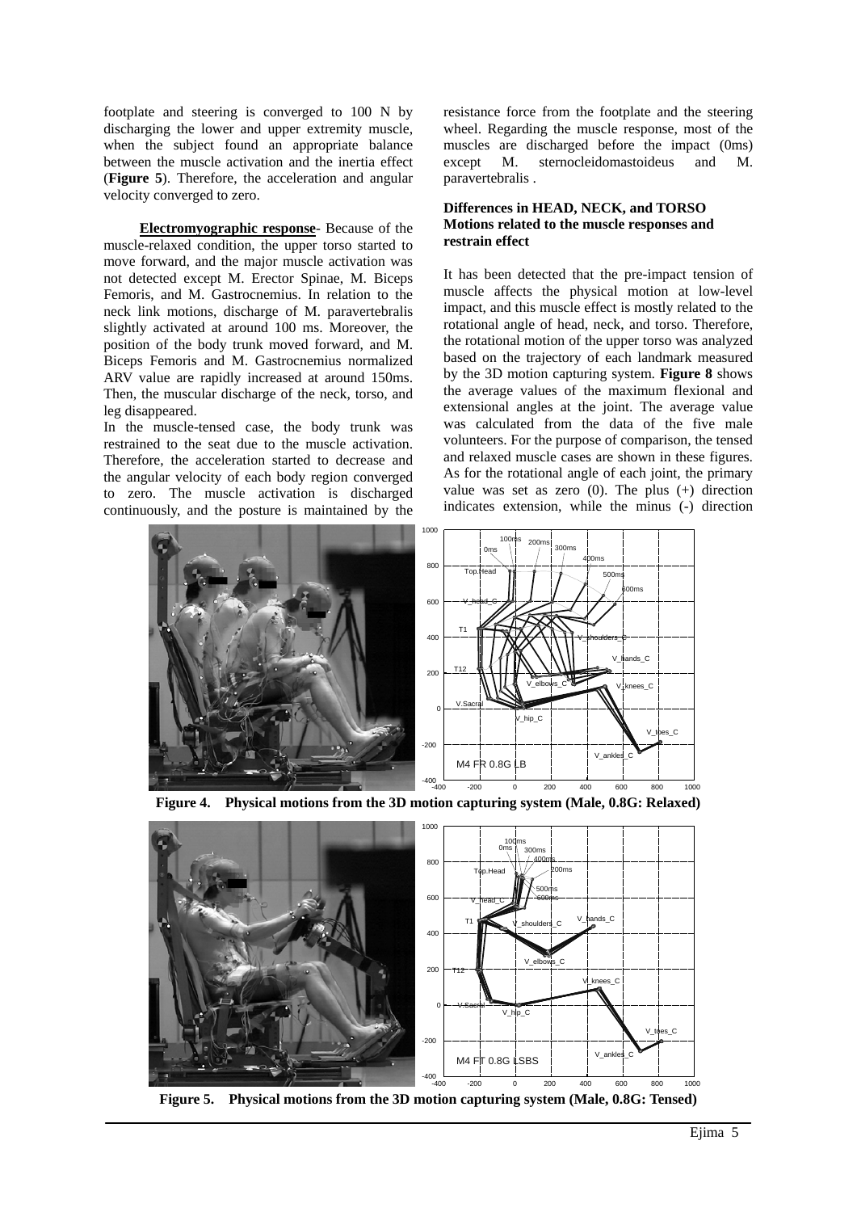footplate and steering is converged to 100 N by discharging the lower and upper extremity muscle, when the subject found an appropriate balance between the muscle activation and the inertia effect (**Figure 5**). Therefore, the acceleration and angular velocity converged to zero.

**Electromyographic response**- Because of the muscle-relaxed condition, the upper torso started to move forward, and the major muscle activation was not detected except M. Erector Spinae, M. Biceps Femoris, and M. Gastrocnemius. In relation to the neck link motions, discharge of M. paravertebralis slightly activated at around 100 ms. Moreover, the position of the body trunk moved forward, and M. Biceps Femoris and M. Gastrocnemius normalized ARV value are rapidly increased at around 150ms. Then, the muscular discharge of the neck, torso, and leg disappeared.

In the muscle-tensed case, the body trunk was restrained to the seat due to the muscle activation. Therefore, the acceleration started to decrease and the angular velocity of each body region converged to zero. The muscle activation is discharged continuously, and the posture is maintained by the resistance force from the footplate and the steering wheel. Regarding the muscle response, most of the muscles are discharged before the impact (0ms) except M. sternocleidomastoideus and M. paravertebralis .

### Differences in HEAD, NECK, and TORSO Motions related to the muscle responses and restrain effect

It has been detected that the pre-impact tension of muscle affects the physical motion at low-level impact, and this muscle effect is mostly related to the rotational angle of head, neck, and torso. Therefore, the rotational motion of the upper torso was analyzed based on the trajectory of each landmark measured by the 3D motion capturing system. **Figure 8** shows the average values of the maximum flexional and extensional angles at the joint. The average value was calculated from the data of the five male volunteers. For the purpose of comparison, the tensed and relaxed muscle cases are shown in these figures. As for the rotational angle of each joint, the primary value was set as zero (0). The plus (+) direction indicates extension, while the minus (-) direction

**Figure 4. Physical motions from the 3D motion capturing system (Male, 0.8G: Relaxed)**

**Figure 5. Physical motions from the 3D motion capturing system (Male, 0.8G: Tensed)**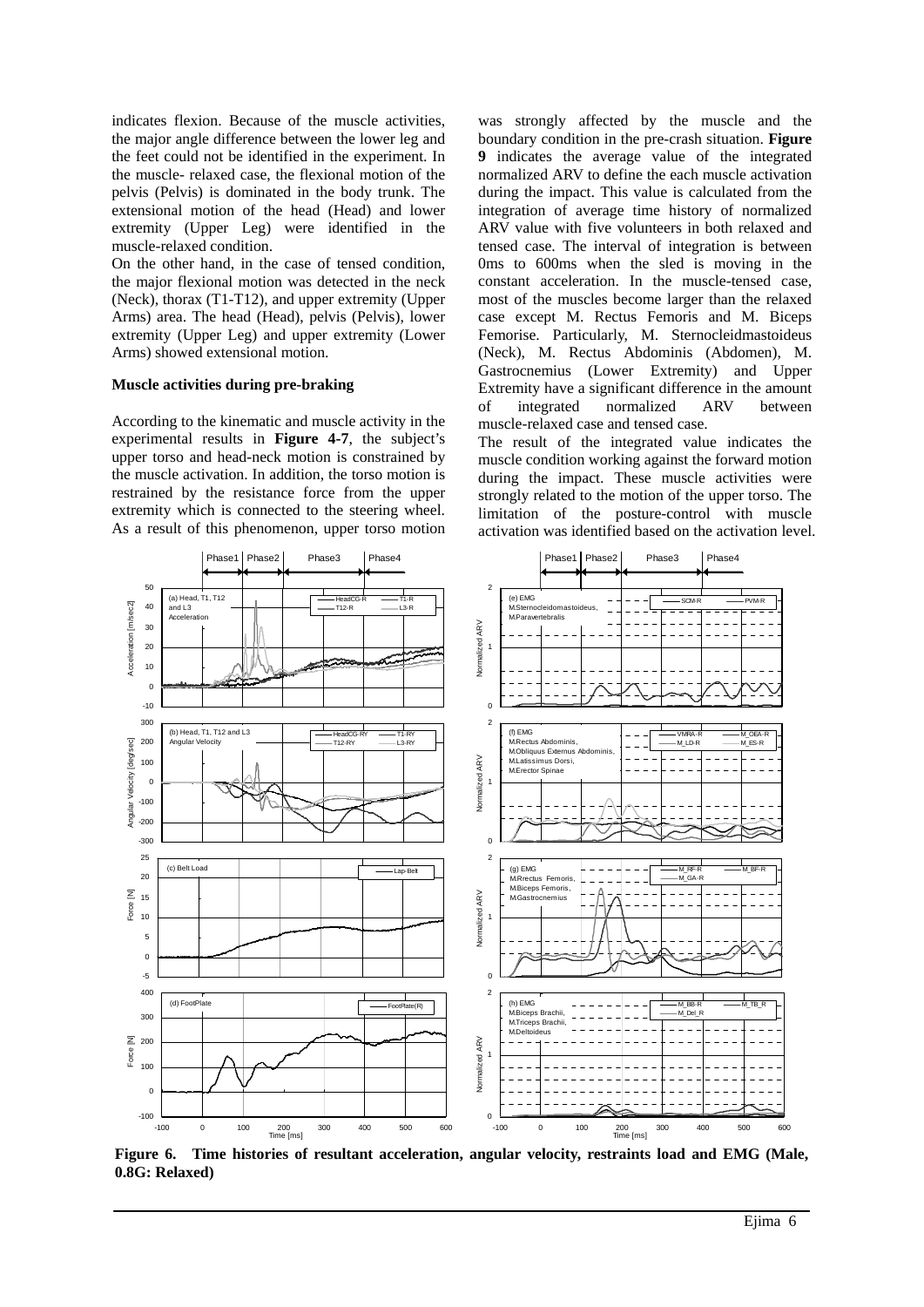indicates flexion. Because of the muscle activities, the major angle difference between the lower leg and the feet could not be identified in the experiment. In the muscle- relaxed case, the flexional motion of the pelvis (Pelvis) is dominated in the body trunk. The extensional motion of the head (Head) and lower extremity (Upper Leg) were identified in the muscle-relaxed condition.

On the other hand, in the case of tensed condition, the major flexional motion was detected in the neck (Neck), thorax (T1-T12), and upper extremity (Upper Arms) area. The head (Head), pelvis (Pelvis), lower extremity (Upper Leg) and upper extremity (Lower Arms) showed extensional motion.

**Muscle activities during pre-braking**

According to the kinematic and muscle activity in the experimental results in **Figure 4-7**, the subject's upper torso and head-neck motion is constrained by the muscle activation. In addition, the torso motion is restrained by the resistance force from the upper extremity which is connected to the steering wheel. As a result of this phenomenon, upper torso motion was strongly affected by the muscle and the boundary condition in the pre-crash situation. **Figure 9** indicates the average value of the integrated normalized ARV to define the each muscle activation during the impact. This value is calculated from the integration of average time history of normalized ARV value with five volunteers in both relaxed and tensed case. The interval of integration is between 0ms to 600ms when the sled is moving in the constant acceleration. In the muscle-tensed case, most of the muscles become larger than the relaxed case except M. Rectus Femoris and M. Biceps Femorise. Particularly, M. Sternocleidmastoideus (Neck), M. Rectus Abdominis (Abdomen), M. Gastrocnemius (Lower Extremity) and Upper Extremity have a significant difference in the amount of integrated normalized ARV between muscle-relaxed case and tensed case.

The result of the integrated value indicates the muscle condition working against the forward motion during the impact. These muscle activities were strongly related to the motion of the upper torso. The limitation of the posture-control with muscle activation was identified based on the activation level.

**Figure 6. Time histories of resultant acceleration, angular velocity, restraints load and EMG (Male, 0.8G: Relaxed)**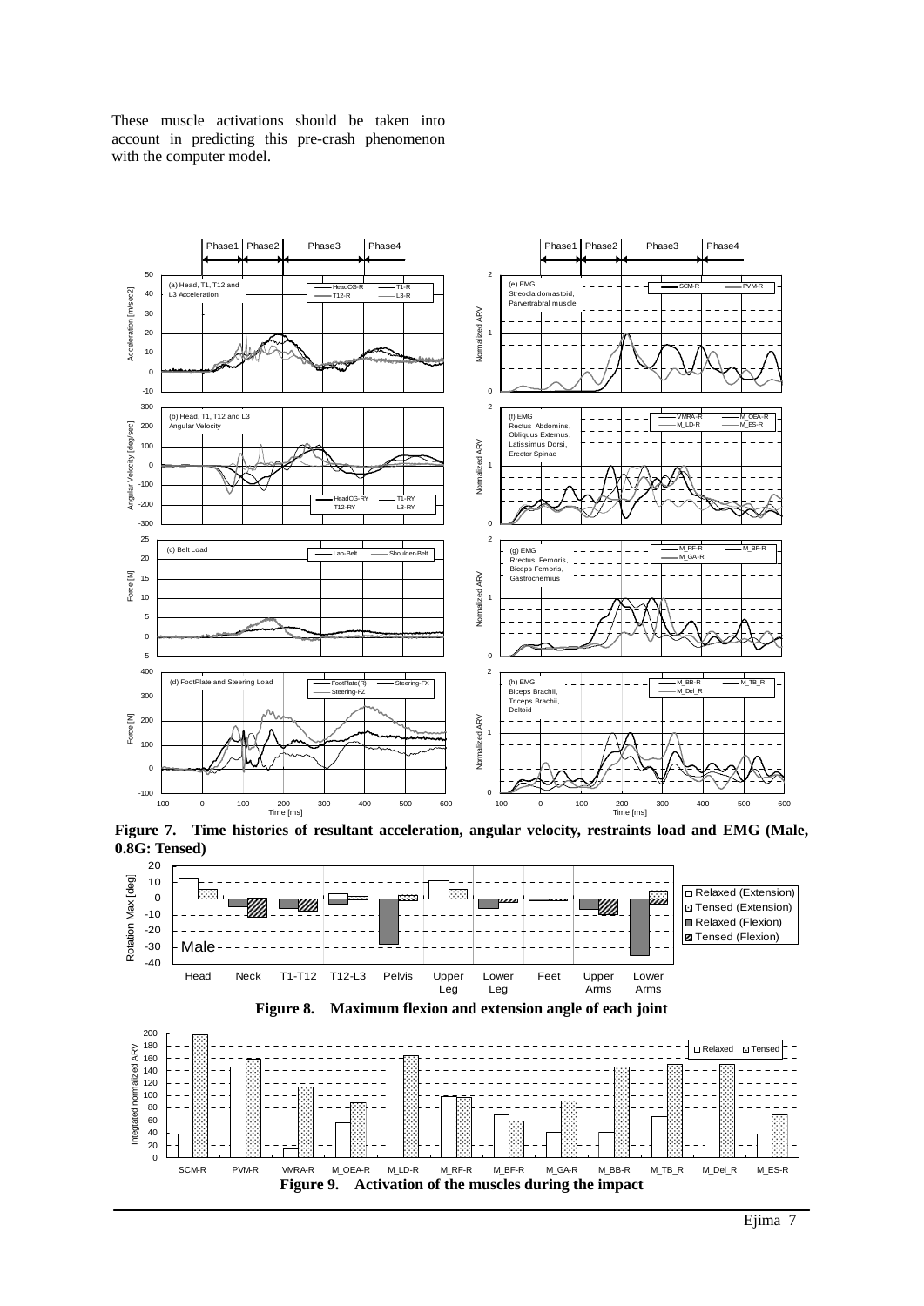These muscle activations should be taken into account in predicting this pre-crash phenomenon with the computer model.

**Figure 7. Time histories of resultant acceleration, angular velocity, restraints load and EMG (Male, 0.8G: Tensed)**

**Figure 8. Maximum flexion and extension angle of each joint**

**Figure 9. Activation of the muscles during the impact**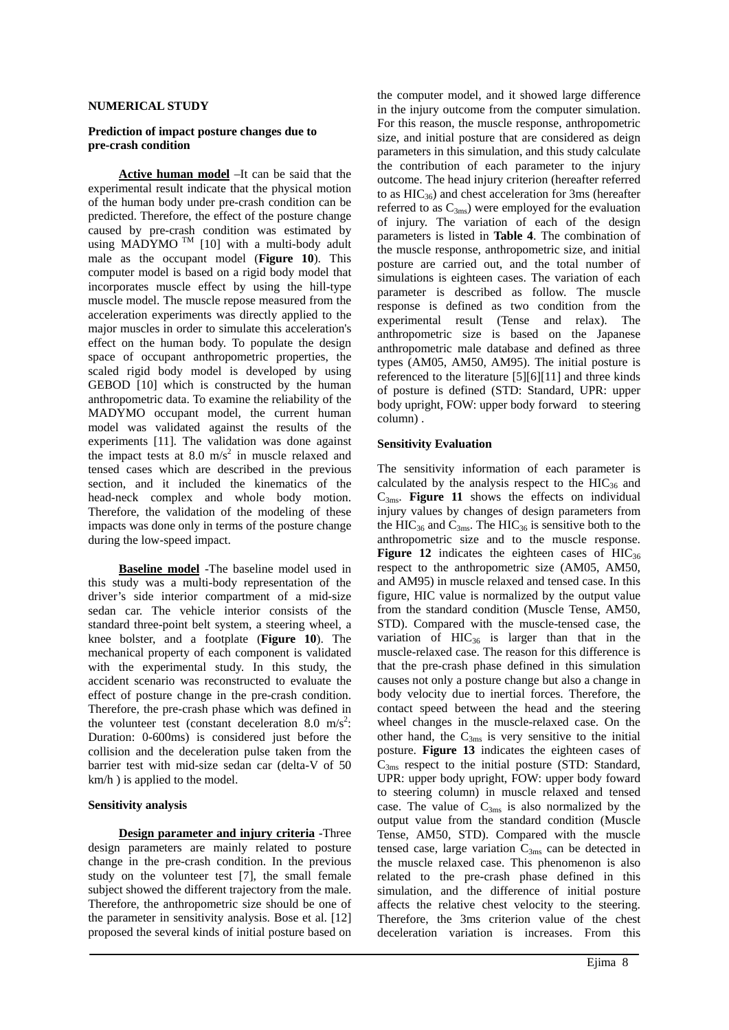## NUMERICAL STUDY

### Prediction of impact posture changes due to pre-crash condition

**Active human model** –It can be said that the experimental result indicate that the physical motion of the human body under pre-crash condition can be predicted. Therefore, the effect of the posture change caused by pre-crash condition was estimated by using MADYMO TM [10] with a multi-body adult male as the occupant model (**Figure 10**). This computer model is based on a rigid body model that incorporates muscle effect by using the hill-type muscle model. The muscle repose measured from the acceleration experiments was directly applied to the major muscles in order to simulate this acceleration's effect on the human body. To populate the design space of occupant anthropometric properties, the scaled rigid body model is developed by using GEBOD [10] which is constructed by the human anthropometric data. To examine the reliability of the MADYMO occupant model, the current human model was validated against the results of the experiments [11]. The validation was done against the impact tests at 8.0 $m/s^2$ in muscle relaxed and tensed cases which are described in the previous section, and it included the kinematics of the head-neck complex and whole body motion. Therefore, the validation of the modeling of these impacts was done only in terms of the posture change during the low-speed impact.

**Baseline model** -The baseline model used in this study was a multi-body representation of the driver's side interior compartment of a mid-size sedan car. The vehicle interior consists of the standard three-point belt system, a steering wheel, a knee bolster, and a footplate (**Figure 10**). The mechanical property of each component is validated with the experimental study. In this study, the accident scenario was reconstructed to evaluate the effect of posture change in the pre-crash condition. Therefore, the pre-crash phase which was defined in the volunteer test (constant deceleration 8.0 $m/s^2$: Duration: 0-600ms) is considered just before the collision and the deceleration pulse taken from the barrier test with mid-size sedan car (delta-V of 50 km/h ) is applied to the model.

### Sensitivity analysis

**Design parameter and injury criteria** -Three design parameters are mainly related to posture change in the pre-crash condition. In the previous study on the volunteer test [7], the small female subject showed the different trajectory from the male. Therefore, the anthropometric size should be one of the parameter in sensitivity analysis. Bose et al. [12] proposed the several kinds of initial posture based on the computer model, and it showed large difference in the injury outcome from the computer simulation. For this reason, the muscle response, anthropometric size, and initial posture that are considered as deign parameters in this simulation, and this study calculate the contribution of each parameter to the injury outcome. The head injury criterion (hereafter referred to as $HIC_{36}$) and chest acceleration for 3ms (hereafter referred to as $C_{3ms}$) were employed for the evaluation of injury. The variation of each of the design parameters is listed in **Table 4**. The combination of the muscle response, anthropometric size, and initial posture are carried out, and the total number of simulations is eighteen cases. The variation of each parameter is described as follow. The muscle response is defined as two condition from the experimental result (Tense and relax). The anthropometric size is based on the Japanese anthropometric male database and defined as three types (AM05, AM50, AM95). The initial posture is referenced to the literature [5][6][11] and three kinds of posture is defined (STD: Standard, UPR: upper body upright, FOW: upper body forward to steering column) .

### Sensitivity Evaluation

The sensitivity information of each parameter is calculated by the analysis respect to the $HIC_{36}$ and $C_{3ms}$. **Figure 11** shows the effects on individual injury values by changes of design parameters from the $HIC_{36}$ and $C_{3ms}$. The $HIC_{36}$ is sensitive both to the anthropometric size and to the muscle response. **Figure 12** indicates the eighteen cases of $HIC_{36}$ respect to the anthropometric size (AM05, AM50, and AM95) in muscle relaxed and tensed case. In this figure, HIC value is normalized by the output value from the standard condition (Muscle Tense, AM50, STD). Compared with the muscle-tensed case, the variation of $HIC_{36}$ is larger than that in the muscle-relaxed case. The reason for this difference is that the pre-crash phase defined in this simulation causes not only a posture change but also a change in body velocity due to inertial forces. Therefore, the contact speed between the head and the steering wheel changes in the muscle-relaxed case. On the other hand, the $C_{3ms}$ is very sensitive to the initial posture. **Figure 13** indicates the eighteen cases of $C_{3ms}$ respect to the initial posture (STD: Standard, UPR: upper body upright, FOW: upper body foward to steering column) in muscle relaxed and tensed case. The value of $C_{3ms}$ is also normalized by the output value from the standard condition (Muscle Tense, AM50, STD). Compared with the muscle tensed case, large variation $C_{3ms}$ can be detected in the muscle relaxed case. This phenomenon is also related to the pre-crash phase defined in this simulation, and the difference of initial posture affects the relative chest velocity to the steering. Therefore, the 3ms criterion value of the chest deceleration variation is increases. From this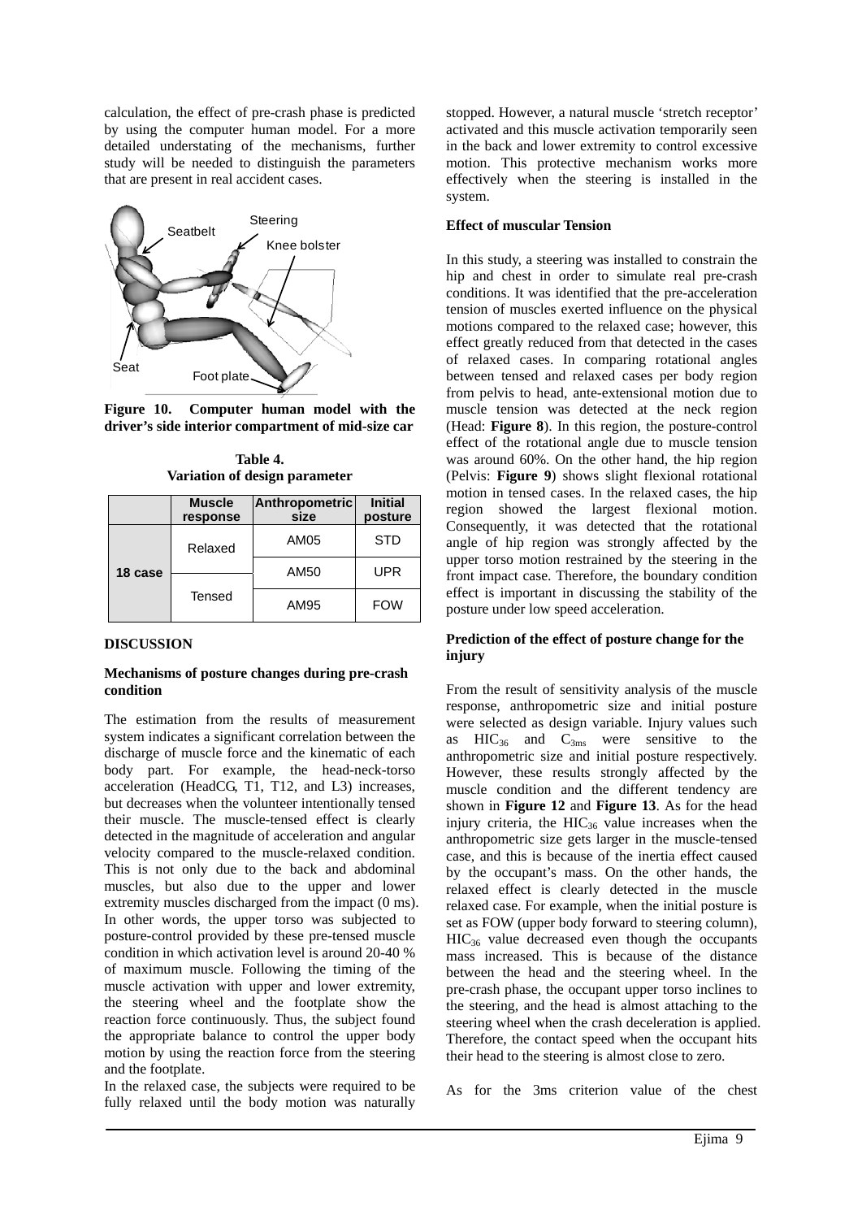calculation, the effect of pre-crash phase is predicted by using the computer human model. For a more detailed understating of the mechanisms, further study will be needed to distinguish the parameters that are present in real accident cases.

**Figure 10. Computer human model with the driver's side interior compartment of mid-size car**

**Table 4. Variation of design parameter**

| | Muscle response | Anthropometric size | Initial posture |
|---|---|---|---|
| 18 case | Relaxed | AM05 | STD |
| | | AM50 | UPR |
| | Tensed | AM95 | FOW |

## DISCUSSION

### Mechanisms of posture changes during pre-crash condition

The estimation from the results of measurement system indicates a significant correlation between the discharge of muscle force and the kinematic of each body part. For example, the head-neck-torso acceleration (HeadCG, T1, T12, and L3) increases, but decreases when the volunteer intentionally tensed their muscle. The muscle-tensed effect is clearly detected in the magnitude of acceleration and angular velocity compared to the muscle-relaxed condition. This is not only due to the back and abdominal muscles, but also due to the upper and lower extremity muscles discharged from the impact (0 ms). In other words, the upper torso was subjected to posture-control provided by these pre-tensed muscle condition in which activation level is around 20-40 % of maximum muscle. Following the timing of the muscle activation with upper and lower extremity, the steering wheel and the footplate show the reaction force continuously. Thus, the subject found the appropriate balance to control the upper body motion by using the reaction force from the steering and the footplate.

In the relaxed case, the subjects were required to be fully relaxed until the body motion was naturally stopped. However, a natural muscle 'stretch receptor' activated and this muscle activation temporarily seen in the back and lower extremity to control excessive motion. This protective mechanism works more effectively when the steering is installed in the system.

### Effect of muscular Tension

In this study, a steering was installed to constrain the hip and chest in order to simulate real pre-crash conditions. It was identified that the pre-acceleration tension of muscles exerted influence on the physical motions compared to the relaxed case; however, this effect greatly reduced from that detected in the cases of relaxed cases. In comparing rotational angles between tensed and relaxed cases per body region from pelvis to head, ante-extensional motion due to muscle tension was detected at the neck region (Head: **Figure 8**). In this region, the posture-control effect of the rotational angle due to muscle tension was around 60%. On the other hand, the hip region (Pelvis: **Figure 9**) shows slight flexional rotational motion in tensed cases. In the relaxed cases, the hip region showed the largest flexional motion. Consequently, it was detected that the rotational angle of hip region was strongly affected by the upper torso motion restrained by the steering in the front impact case. Therefore, the boundary condition effect is important in discussing the stability of the posture under low speed acceleration.

### Prediction of the effect of posture change for the injury

From the result of sensitivity analysis of the muscle response, anthropometric size and initial posture were selected as design variable. Injury values such as $HIC_{36}$ and $C_{3ms}$ were sensitive to the anthropometric size and initial posture respectively. However, these results strongly affected by the muscle condition and the different tendency are shown in **Figure 12** and **Figure 13**. As for the head injury criteria, the $HIC_{36}$ value increases when the anthropometric size gets larger in the muscle-tensed case, and this is because of the inertia effect caused by the occupant's mass. On the other hands, the relaxed effect is clearly detected in the muscle relaxed case. For example, when the initial posture is set as FOW (upper body forward to steering column), $HIC_{36}$ value decreased even though the occupants mass increased. This is because of the distance between the head and the steering wheel. In the pre-crash phase, the occupant upper torso inclines to the steering, and the head is almost attaching to the steering wheel when the crash deceleration is applied. Therefore, the contact speed when the occupant hits their head to the steering is almost close to zero.

As for the 3ms criterion value of the chest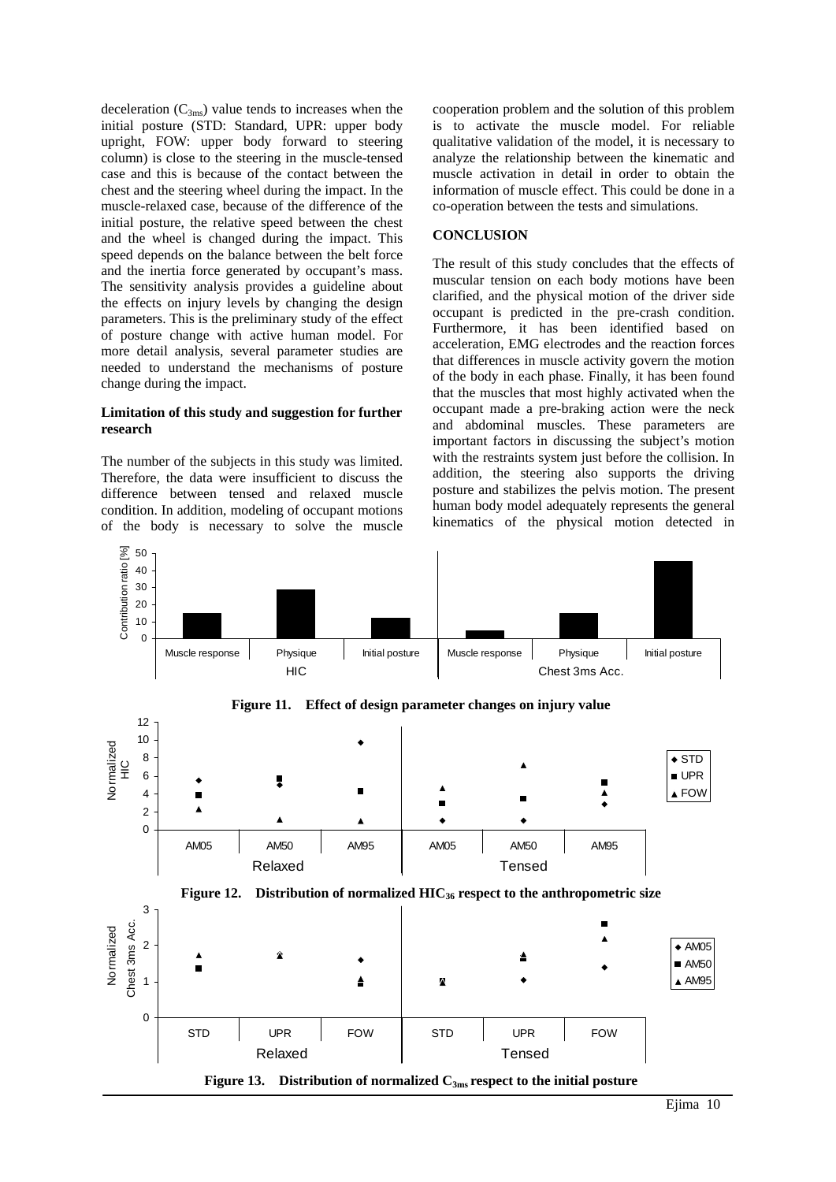deceleration ($C_{3ms}$) value tends to increases when the initial posture (STD: Standard, UPR: upper body upright, FOW: upper body forward to steering column) is close to the steering in the muscle-tensed case and this is because of the contact between the chest and the steering wheel during the impact. In the muscle-relaxed case, because of the difference of the initial posture, the relative speed between the chest and the wheel is changed during the impact. This speed depends on the balance between the belt force and the inertia force generated by occupant's mass. The sensitivity analysis provides a guideline about the effects on injury levels by changing the design parameters. This is the preliminary study of the effect of posture change with active human model. For more detail analysis, several parameter studies are needed to understand the mechanisms of posture change during the impact.

**Limitation of this study and suggestion for further research**

The number of the subjects in this study was limited. Therefore, the data were insufficient to discuss the difference between tensed and relaxed muscle condition. In addition, modeling of occupant motions of the body is necessary to solve the muscle cooperation problem and the solution of this problem is to activate the muscle model. For reliable qualitative validation of the model, it is necessary to analyze the relationship between the kinematic and muscle activation in detail in order to obtain the information of muscle effect. This could be done in a co-operation between the tests and simulations.

## CONCLUSION

The result of this study concludes that the effects of muscular tension on each body motions have been clarified, and the physical motion of the driver side occupant is predicted in the pre-crash condition. Furthermore, it has been identified based on acceleration, EMG electrodes and the reaction forces that differences in muscle activity govern the motion of the body in each phase. Finally, it has been found that the muscles that most highly activated when the occupant made a pre-braking action were the neck and abdominal muscles. These parameters are important factors in discussing the subject's motion with the restraints system just before the collision. In addition, the steering also supports the driving posture and stabilizes the pelvis motion. The present human body model adequately represents the general kinematics of the physical motion detected in

**Figure 11. Effect of design parameter changes on injury value**

**Figure 12. Distribution of normalized $HIC_{36}$ respect to the anthropometric size**

**Figure 13. Distribution of normalized $C_{3ms}$ respect to the initial posture**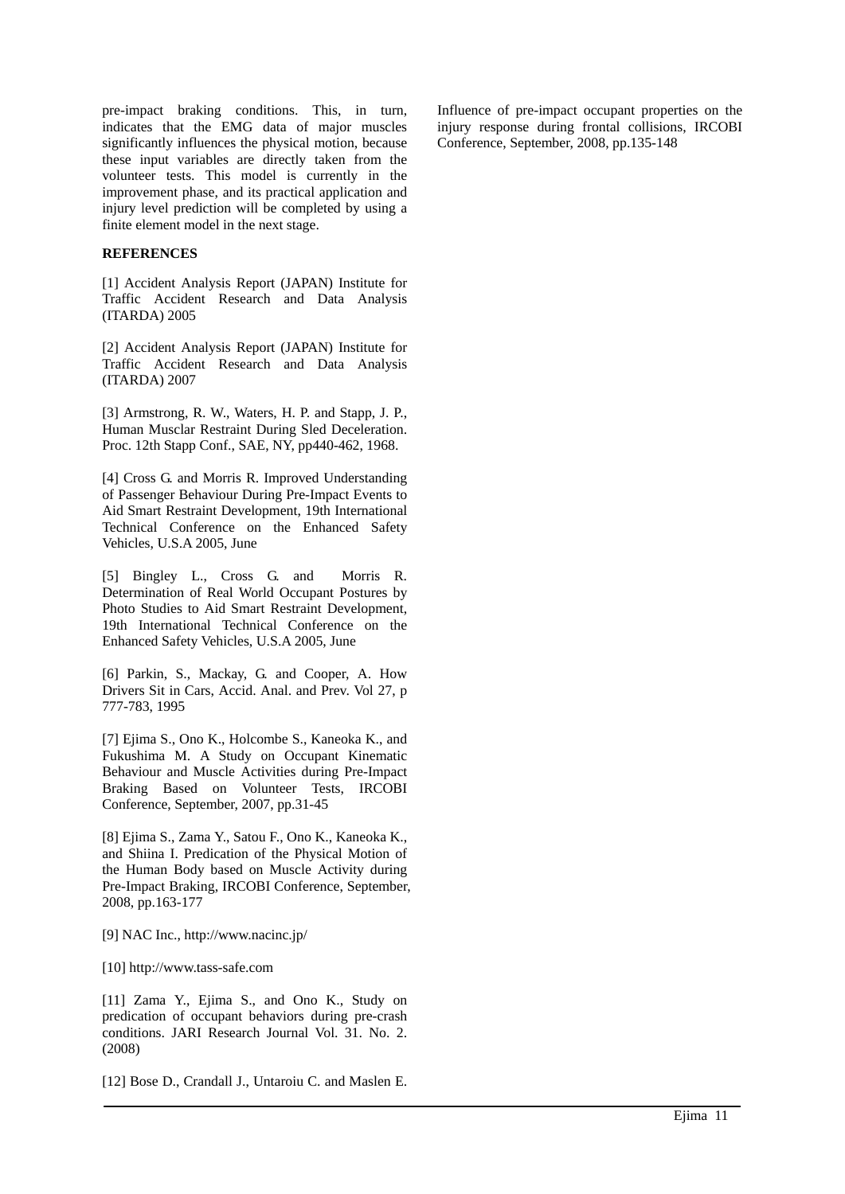pre-impact braking conditions. This, in turn, indicates that the EMG data of major muscles significantly influences the physical motion, because these input variables are directly taken from the volunteer tests. This model is currently in the improvement phase, and its practical application and injury level prediction will be completed by using a finite element model in the next stage.

**REFERENCES**

[1] Accident Analysis Report (JAPAN) Institute for Traffic Accident Research and Data Analysis (ITARDA) 2005

[2] Accident Analysis Report (JAPAN) Institute for Traffic Accident Research and Data Analysis (ITARDA) 2007

[3] Armstrong, R. W., Waters, H. P. and Stapp, J. P., Human Musclar Restraint During Sled Deceleration. Proc. 12th Stapp Conf., SAE, NY, pp440-462, 1968.

[4] Cross G. and Morris R. Improved Understanding of Passenger Behaviour During Pre-Impact Events to Aid Smart Restraint Development, 19th International Technical Conference on the Enhanced Safety Vehicles, U.S.A 2005, June

[5] Bingley L., Cross G. and Morris R. Determination of Real World Occupant Postures by Photo Studies to Aid Smart Restraint Development, 19th International Technical Conference on the Enhanced Safety Vehicles, U.S.A 2005, June

[6] Parkin, S., Mackay, G. and Cooper, A. How Drivers Sit in Cars, Accid. Anal. and Prev. Vol 27, p 777-783, 1995

[7] Ejima S., Ono K., Holcombe S., Kaneoka K., and Fukushima M. A Study on Occupant Kinematic Behaviour and Muscle Activities during Pre-Impact Braking Based on Volunteer Tests, IRCOBI Conference, September, 2007, pp.31-45

[8] Ejima S., Zama Y., Satou F., Ono K., Kaneoka K., and Shiina I. Predication of the Physical Motion of the Human Body based on Muscle Activity during Pre-Impact Braking, IRCOBI Conference, September, 2008, pp.163-177

[9] NAC Inc., http://www.nacinc.jp/

[10] http://www.tass-safe.com

[11] Zama Y., Ejima S., and Ono K., Study on predication of occupant behaviors during pre-crash conditions. JARI Research Journal Vol. 31. No. 2. (2008)

[12] Bose D., Crandall J., Untaroiu C. and Maslen E. Influence of pre-impact occupant properties on the injury response during frontal collisions, IRCOBI Conference, September, 2008, pp.135-148